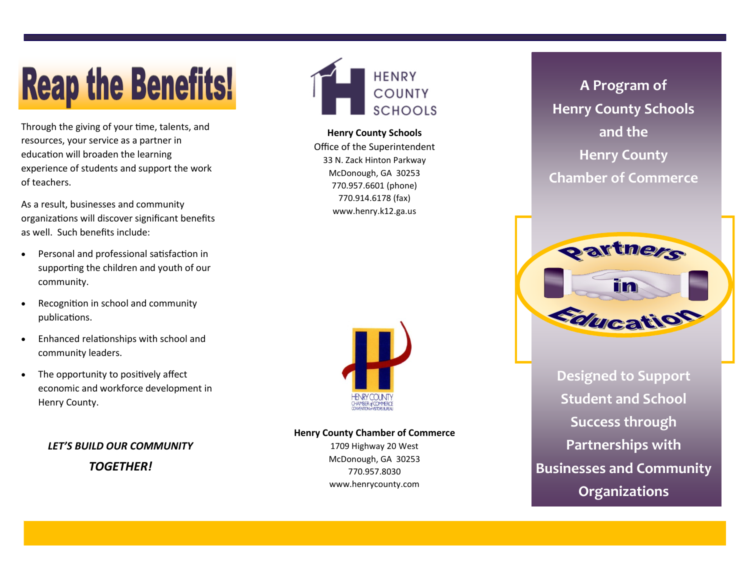# Reap the Benefits!

Through the giving of your time, talents, and resources, your service as a partner in education will broaden the learning experience of students and support the work of teachers.

As a result, businesses and community organizations will discover significant benefits as well. Such benefits include:

- Personal and professional satisfaction in supporting the children and youth of our community.
- Recognition in school and community publications.
- Enhanced relationships with school and community leaders.
- The opportunity to positively affect economic and workforce development in Henry County.

***LET'S BUILD OUR COMMUNITY TOGETHER!***

HENRY COUNTY SCHOOLS

**Henry County Schools**
Office of the Superintendent
33 N. Zack Hinton Parkway
McDonough, GA 30253
770.957.6601 (phone)
770.914.6178 (fax)
www.henry.k12.ga.us

HENRY COUNTY CHAMBER of COMMERCE CONVENTION & VISITORS BUREAU

**Henry County Chamber of Commerce**
1709 Highway 20 West
McDonough, GA 30253
770.957.8030
www.henrycounty.com

## A Program of Henry County Schools and the Henry County Chamber of Commerce

# Partners in Education

## Designed to Support Student and School Success through Partnerships with Businesses and Community Organizations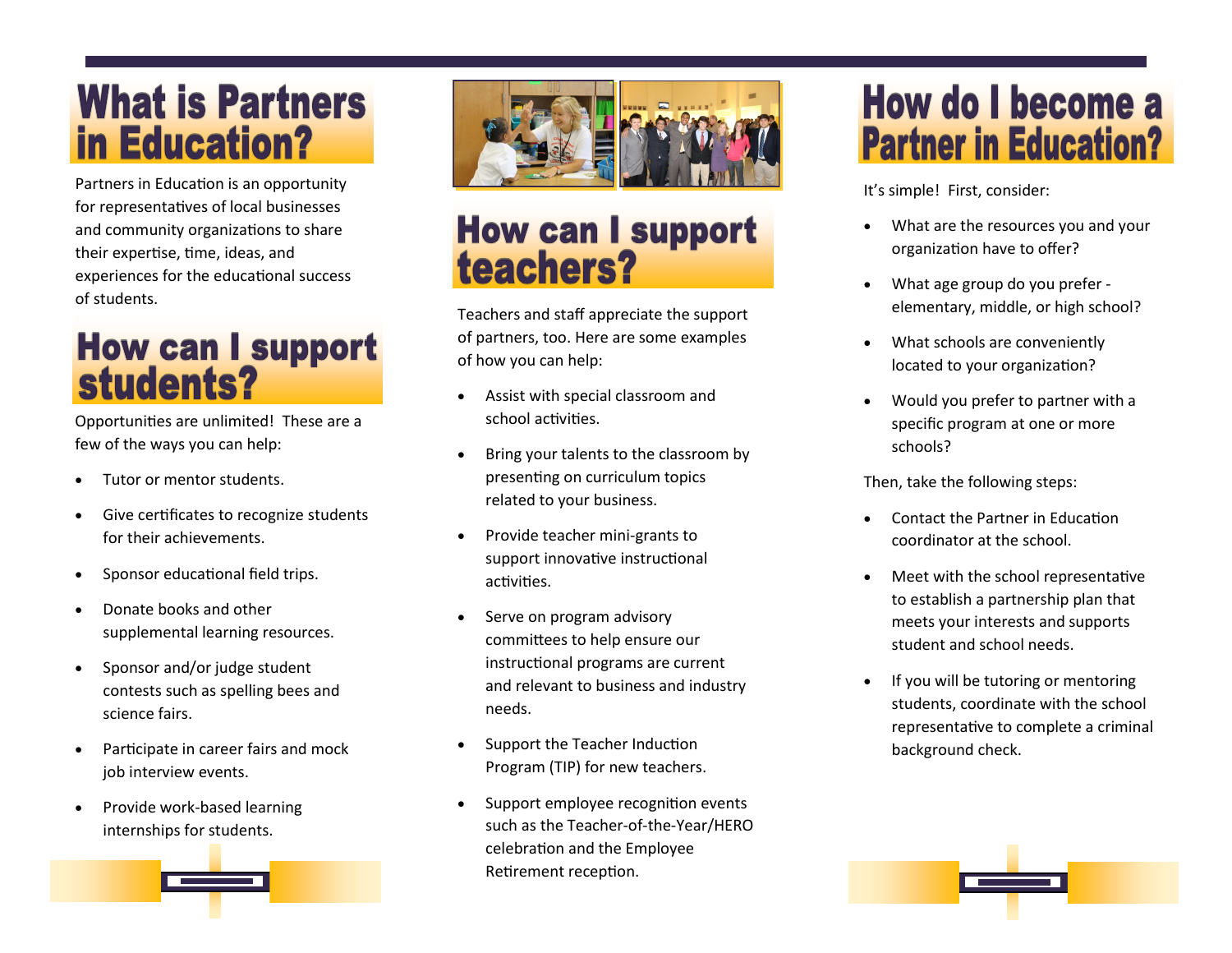# What is Partners in Education?

Partners in Education is an opportunity for representatives of local businesses and community organizations to share their expertise, time, ideas, and experiences for the educational success of students.

# How can I support students?

Opportunities are unlimited! These are a few of the ways you can help:

- Tutor or mentor students.
- Give certificates to recognize students for their achievements.
- Sponsor educational field trips.
- Donate books and other supplemental learning resources.
- Sponsor and/or judge student contests such as spelling bees and science fairs.
- Participate in career fairs and mock job interview events.
- Provide work-based learning internships for students.

# How can I support teachers?

Teachers and staff appreciate the support of partners, too. Here are some examples of how you can help:

- Assist with special classroom and school activities.
- Bring your talents to the classroom by presenting on curriculum topics related to your business.
- Provide teacher mini-grants to support innovative instructional activities.
- Serve on program advisory committees to help ensure our instructional programs are current and relevant to business and industry needs.
- Support the Teacher Induction Program (TIP) for new teachers.
- Support employee recognition events such as the Teacher-of-the-Year/HERO celebration and the Employee Retirement reception.

# How do I become a Partner in Education?

It's simple! First, consider:

- What are the resources you and your organization have to offer?
- What age group do you prefer - elementary, middle, or high school?
- What schools are conveniently located to your organization?
- Would you prefer to partner with a specific program at one or more schools?

Then, take the following steps:

- Contact the Partner in Education coordinator at the school.
- Meet with the school representative to establish a partnership plan that meets your interests and supports student and school needs.
- If you will be tutoring or mentoring students, coordinate with the school representative to complete a criminal background check.